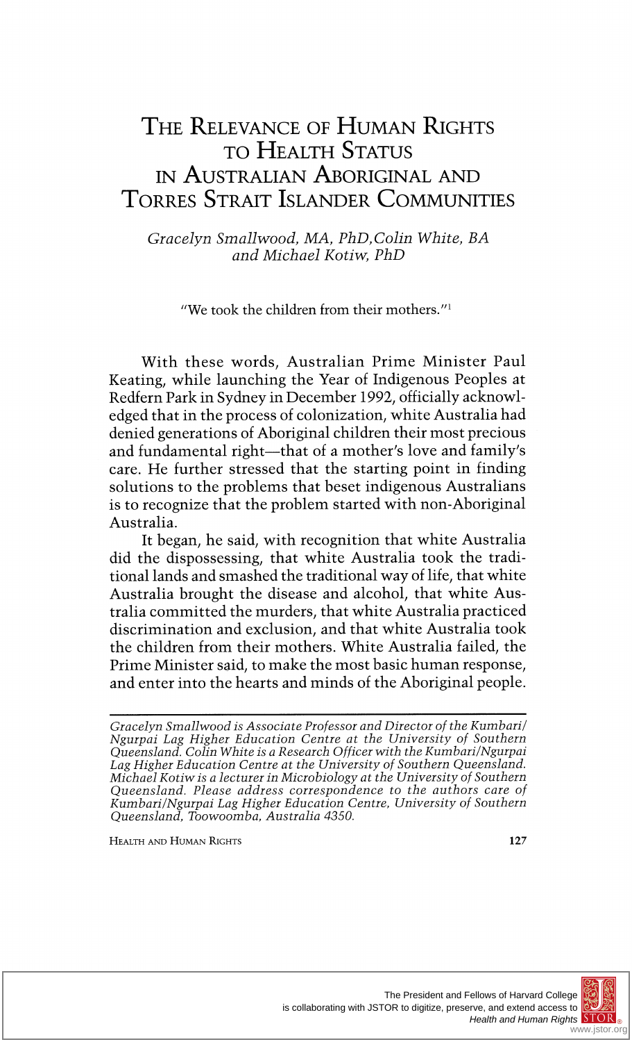# The Relevance of Human Rights to Health Status in Australian Aboriginal and Torres Strait Islander Communities

*Gracelyn Smallwood, MA, PhD, Colin White, BA and Michael Kotiw, PhD*

"We took the children from their mothers."[1]

With these words, Australian Prime Minister Paul Keating, while launching the Year of Indigenous Peoples at Redfern Park in Sydney in December 1992, officially acknowledged that in the process of colonization, white Australia had denied generations of Aboriginal children their most precious and fundamental right—that of a mother's love and family's care. He further stressed that the starting point in finding solutions to the problems that beset indigenous Australians is to recognize that the problem started with non-Aboriginal Australia.

It began, he said, with recognition that white Australia did the dispossessing, that white Australia took the traditional lands and smashed the traditional way of life, that white Australia brought the disease and alcohol, that white Australia committed the murders, that white Australia practiced discrimination and exclusion, and that white Australia took the children from their mothers. White Australia failed, the Prime Minister said, to make the most basic human response, and enter into the hearts and minds of the Aboriginal people.

---

*Gracelyn Smallwood is Associate Professor and Director of the Kumbari/Ngurpai Lag Higher Education Centre at the University of Southern Queensland. Colin White is a Research Officer with the Kumbari/Ngurpai Lag Higher Education Centre at the University of Southern Queensland. Michael Kotiw is a lecturer in Microbiology at the University of Southern Queensland. Please address correspondence to the authors care of Kumbari/Ngurpai Lag Higher Education Centre, University of Southern Queensland, Toowoomba, Australia 4350.*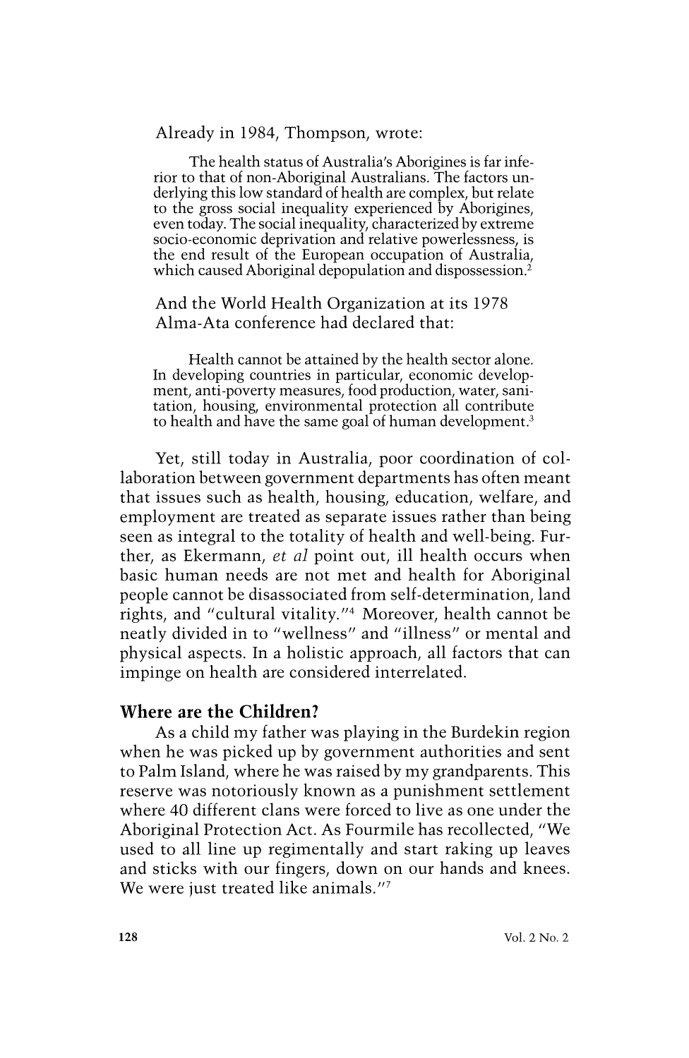Already in 1984, Thompson, wrote:

> The health status of Australia's Aborigines is far inferior to that of non-Aboriginal Australians. The factors underlying this low standard of health are complex, but relate to the gross social inequality experienced by Aborigines, even today. The social inequality, characterized by extreme socio-economic deprivation and relative powerlessness, is the end result of the European occupation of Australia, which caused Aboriginal depopulation and dispossession.[2]

And the World Health Organization at its 1978 Alma-Ata conference had declared that:

> Health cannot be attained by the health sector alone. In developing countries in particular, economic development, anti-poverty measures, food production, water, sanitation, housing, environmental protection all contribute to health and have the same goal of human development.[3]

Yet, still today in Australia, poor coordination of collaboration between government departments has often meant that issues such as health, housing, education, welfare, and employment are treated as separate issues rather than being seen as integral to the totality of health and well-being. Further, as Ekermann, *et al* point out, ill health occurs when basic human needs are not met and health for Aboriginal people cannot be disassociated from self-determination, land rights, and "cultural vitality."[4] Moreover, health cannot be neatly divided in to "wellness" and "illness" or mental and physical aspects. In a holistic approach, all factors that can impinge on health are considered interrelated.

## Where are the Children?

As a child my father was playing in the Burdekin region when he was picked up by government authorities and sent to Palm Island, where he was raised by my grandparents. This reserve was notoriously known as a punishment settlement where 40 different clans were forced to live as one under the Aboriginal Protection Act. As Fourmile has recollected, "We used to all line up regimentally and start raking up leaves and sticks with our fingers, down on our hands and knees. We were just treated like animals."[7]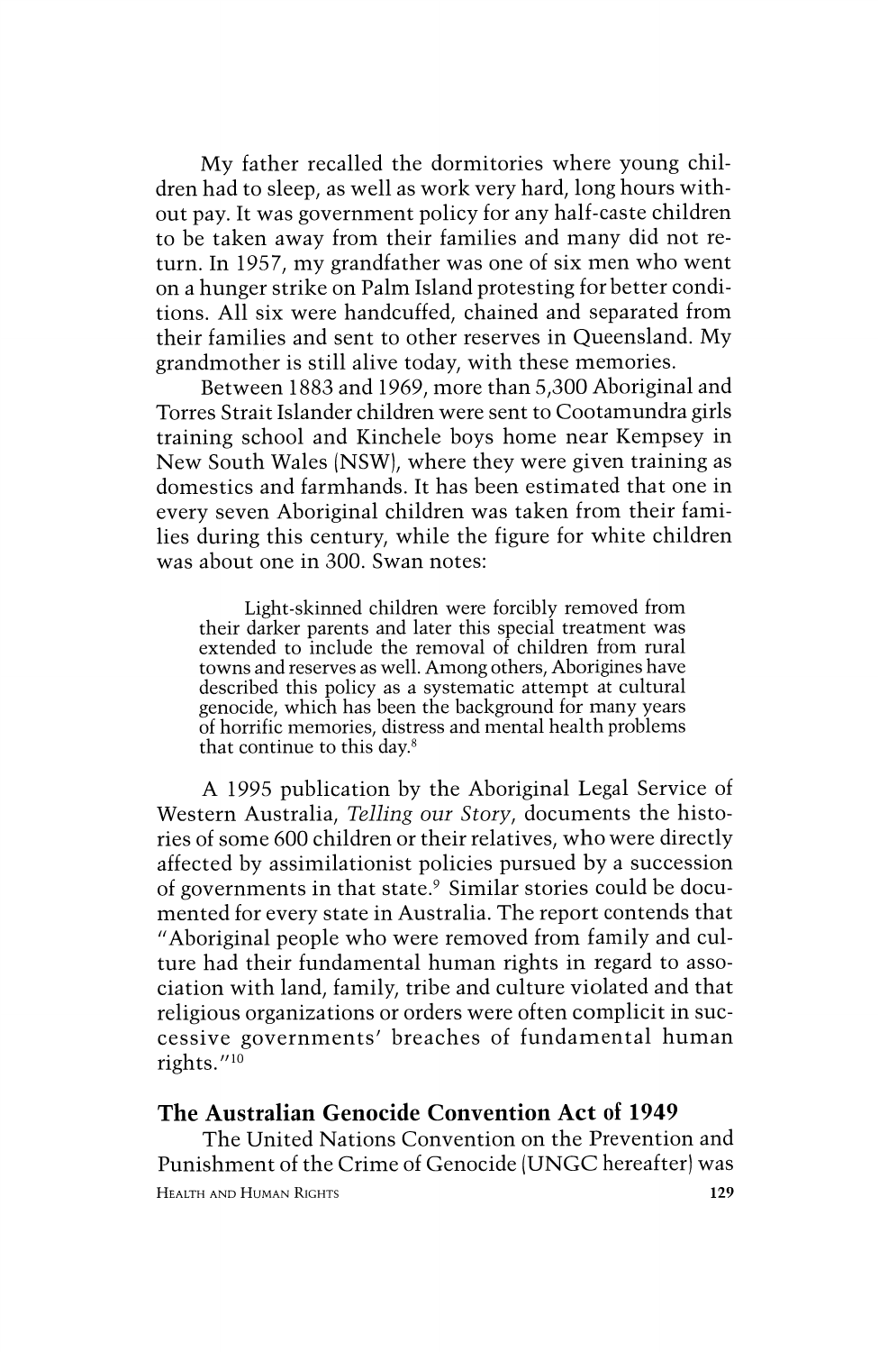My father recalled the dormitories where young children had to sleep, as well as work very hard, long hours without pay. It was government policy for any half-caste children to be taken away from their families and many did not return. In 1957, my grandfather was one of six men who went on a hunger strike on Palm Island protesting for better conditions. All six were handcuffed, chained and separated from their families and sent to other reserves in Queensland. My grandmother is still alive today, with these memories.

Between 1883 and 1969, more than 5,300 Aboriginal and Torres Strait Islander children were sent to Cootamundra girls training school and Kinchele boys home near Kempsey in New South Wales (NSW), where they were given training as domestics and farmhands. It has been estimated that one in every seven Aboriginal children was taken from their families during this century, while the figure for white children was about one in 300. Swan notes:

> Light-skinned children were forcibly removed from their darker parents and later this special treatment was extended to include the removal of children from rural towns and reserves as well. Among others, Aborigines have described this policy as a systematic attempt at cultural genocide, which has been the background for many years of horrific memories, distress and mental health problems that continue to this day.[8]

A 1995 publication by the Aboriginal Legal Service of Western Australia, *Telling our Story*, documents the histories of some 600 children or their relatives, who were directly affected by assimilationist policies pursued by a succession of governments in that state.[9] Similar stories could be documented for every state in Australia. The report contends that "Aboriginal people who were removed from family and culture had their fundamental human rights in regard to association with land, family, tribe and culture violated and that religious organizations or orders were often complicit in successive governments' breaches of fundamental human rights."[10]

## The Australian Genocide Convention Act of 1949

The United Nations Convention on the Prevention and Punishment of the Crime of Genocide (UNGC hereafter) was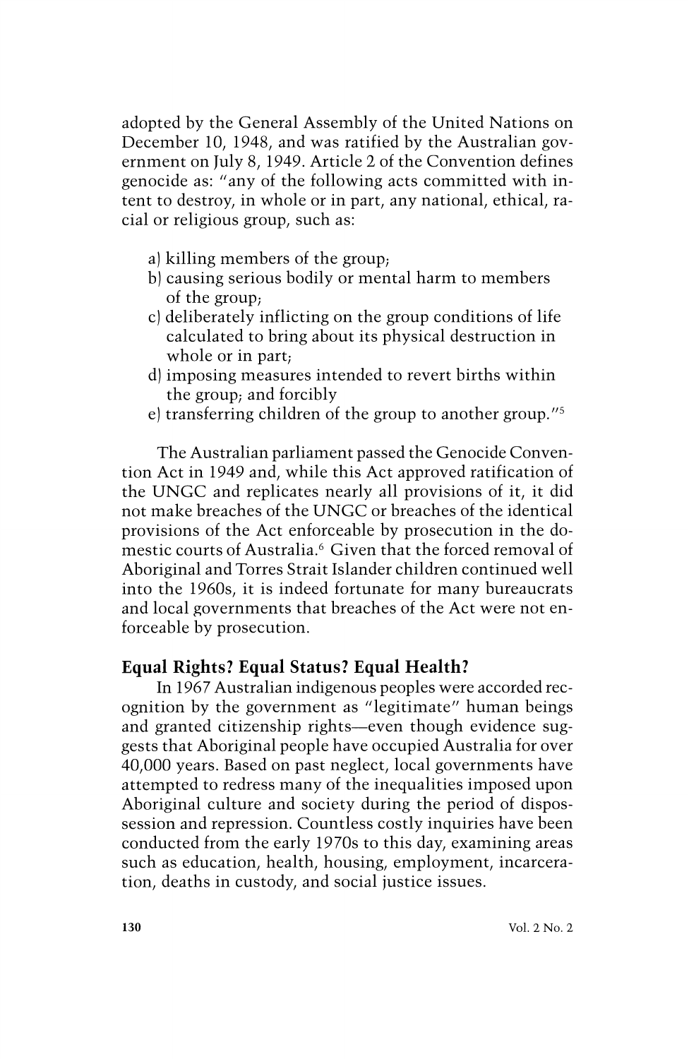adopted by the General Assembly of the United Nations on December 10, 1948, and was ratified by the Australian government on July 8, 1949. Article 2 of the Convention defines genocide as: "any of the following acts committed with intent to destroy, in whole or in part, any national, ethical, racial or religious group, such as:

a) killing members of the group;
b) causing serious bodily or mental harm to members of the group;
c) deliberately inflicting on the group conditions of life calculated to bring about its physical destruction in whole or in part;
d) imposing measures intended to revert births within the group; and forcibly
e) transferring children of the group to another group."[5]

The Australian parliament passed the Genocide Convention Act in 1949 and, while this Act approved ratification of the UNGC and replicates nearly all provisions of it, it did not make breaches of the UNGC or breaches of the identical provisions of the Act enforceable by prosecution in the domestic courts of Australia.[6] Given that the forced removal of Aboriginal and Torres Strait Islander children continued well into the 1960s, it is indeed fortunate for many bureaucrats and local governments that breaches of the Act were not enforceable by prosecution.

### Equal Rights? Equal Status? Equal Health?

In 1967 Australian indigenous peoples were accorded recognition by the government as "legitimate" human beings and granted citizenship rights—even though evidence suggests that Aboriginal people have occupied Australia for over 40,000 years. Based on past neglect, local governments have attempted to redress many of the inequalities imposed upon Aboriginal culture and society during the period of dispossession and repression. Countless costly inquiries have been conducted from the early 1970s to this day, examining areas such as education, health, housing, employment, incarceration, deaths in custody, and social justice issues.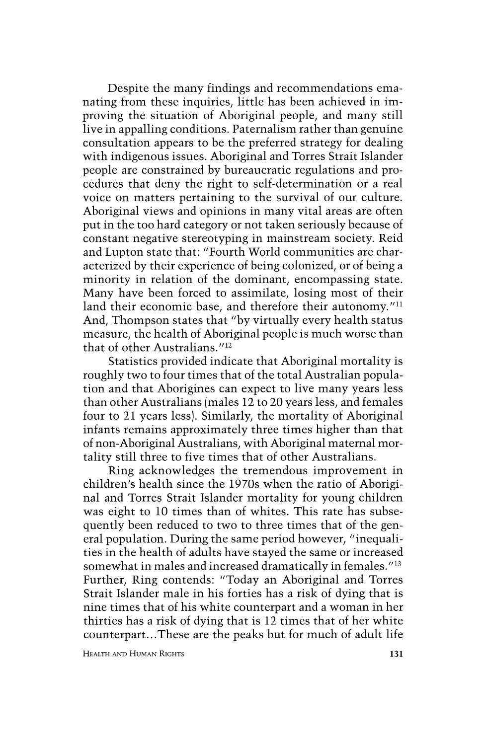Despite the many findings and recommendations emanating from these inquiries, little has been achieved in improving the situation of Aboriginal people, and many still live in appalling conditions. Paternalism rather than genuine consultation appears to be the preferred strategy for dealing with indigenous issues. Aboriginal and Torres Strait Islander people are constrained by bureaucratic regulations and procedures that deny the right to self-determination or a real voice on matters pertaining to the survival of our culture. Aboriginal views and opinions in many vital areas are often put in the too hard category or not taken seriously because of constant negative stereotyping in mainstream society. Reid and Lupton state that: "Fourth World communities are characterized by their experience of being colonized, or of being a minority in relation of the dominant, encompassing state. Many have been forced to assimilate, losing most of their land their economic base, and therefore their autonomy."[11] And, Thompson states that "by virtually every health status measure, the health of Aboriginal people is much worse than that of other Australians."[12]

Statistics provided indicate that Aboriginal mortality is roughly two to four times that of the total Australian population and that Aborigines can expect to live many years less than other Australians (males 12 to 20 years less, and females four to 21 years less). Similarly, the mortality of Aboriginal infants remains approximately three times higher than that of non-Aboriginal Australians, with Aboriginal maternal mortality still three to five times that of other Australians.

Ring acknowledges the tremendous improvement in children's health since the 1970s when the ratio of Aboriginal and Torres Strait Islander mortality for young children was eight to 10 times than of whites. This rate has subsequently been reduced to two to three times that of the general population. During the same period however, "inequalities in the health of adults have stayed the same or increased somewhat in males and increased dramatically in females."[13] Further, Ring contends: "Today an Aboriginal and Torres Strait Islander male in his forties has a risk of dying that is nine times that of his white counterpart and a woman in her thirties has a risk of dying that is 12 times that of her white counterpart...These are the peaks but for much of adult life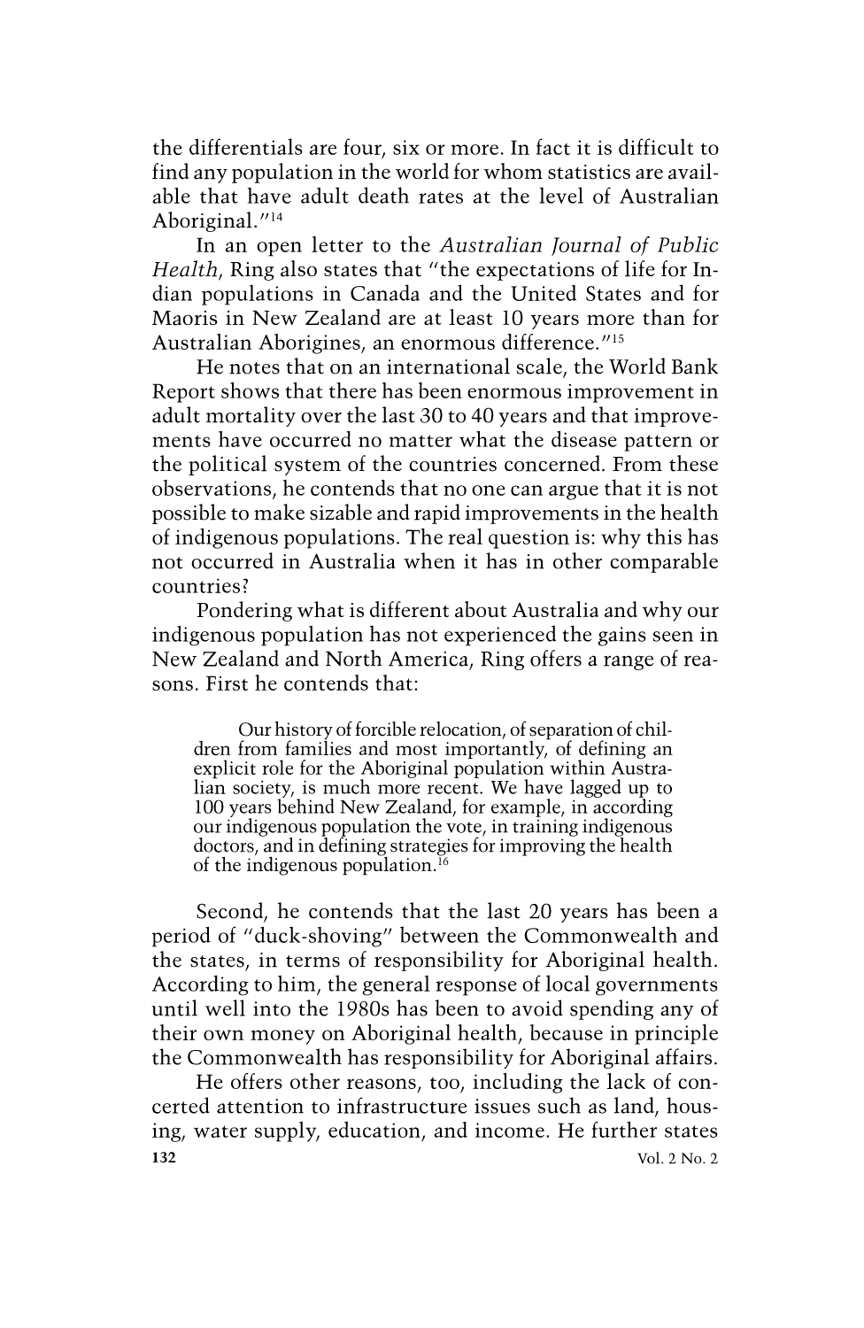the differentials are four, six or more. In fact it is difficult to find any population in the world for whom statistics are available that have adult death rates at the level of Australian Aboriginal."[14]

In an open letter to the *Australian Journal of Public Health*, Ring also states that "the expectations of life for Indian populations in Canada and the United States and for Maoris in New Zealand are at least 10 years more than for Australian Aborigines, an enormous difference."[15]

He notes that on an international scale, the World Bank Report shows that there has been enormous improvement in adult mortality over the last 30 to 40 years and that improvements have occurred no matter what the disease pattern or the political system of the countries concerned. From these observations, he contends that no one can argue that it is not possible to make sizable and rapid improvements in the health of indigenous populations. The real question is: why this has not occurred in Australia when it has in other comparable countries?

Pondering what is different about Australia and why our indigenous population has not experienced the gains seen in New Zealand and North America, Ring offers a range of reasons. First he contends that:

> Our history of forcible relocation, of separation of children from families and most importantly, of defining an explicit role for the Aboriginal population within Australian society, is much more recent. We have lagged up to 100 years behind New Zealand, for example, in according our indigenous population the vote, in training indigenous doctors, and in defining strategies for improving the health of the indigenous population.[16]

Second, he contends that the last 20 years has been a period of "duck-shoving" between the Commonwealth and the states, in terms of responsibility for Aboriginal health. According to him, the general response of local governments until well into the 1980s has been to avoid spending any of their own money on Aboriginal health, because in principle the Commonwealth has responsibility for Aboriginal affairs.

He offers other reasons, too, including the lack of concerted attention to infrastructure issues such as land, housing, water supply, education, and income. He further states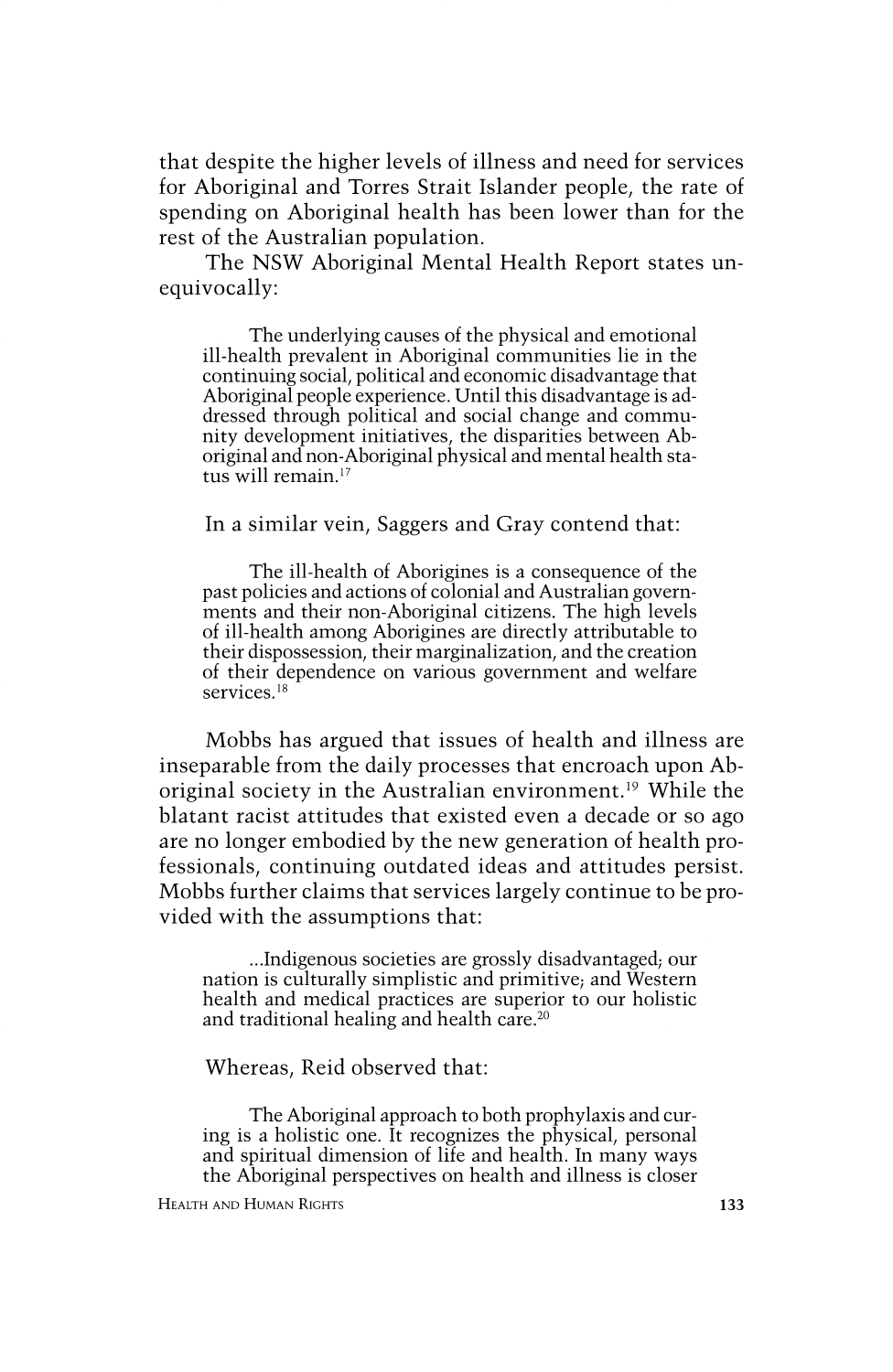that despite the higher levels of illness and need for services for Aboriginal and Torres Strait Islander people, the rate of spending on Aboriginal health has been lower than for the rest of the Australian population.

The NSW Aboriginal Mental Health Report states unequivocally:

> The underlying causes of the physical and emotional ill-health prevalent in Aboriginal communities lie in the continuing social, political and economic disadvantage that Aboriginal people experience. Until this disadvantage is addressed through political and social change and community development initiatives, the disparities between Aboriginal and non-Aboriginal physical and mental health status will remain.[17]

In a similar vein, Saggers and Gray contend that:

> The ill-health of Aborigines is a consequence of the past policies and actions of colonial and Australian governments and their non-Aboriginal citizens. The high levels of ill-health among Aborigines are directly attributable to their dispossession, their marginalization, and the creation of their dependence on various government and welfare services.[18]

Mobbs has argued that issues of health and illness are inseparable from the daily processes that encroach upon Aboriginal society in the Australian environment.[19] While the blatant racist attitudes that existed even a decade or so ago are no longer embodied by the new generation of health professionals, continuing outdated ideas and attitudes persist. Mobbs further claims that services largely continue to be provided with the assumptions that:

> ...Indigenous societies are grossly disadvantaged; our nation is culturally simplistic and primitive; and Western health and medical practices are superior to our holistic and traditional healing and health care.[20]

Whereas, Reid observed that:

> The Aboriginal approach to both prophylaxis and curing is a holistic one. It recognizes the physical, personal and spiritual dimension of life and health. In many ways the Aboriginal perspectives on health and illness is closer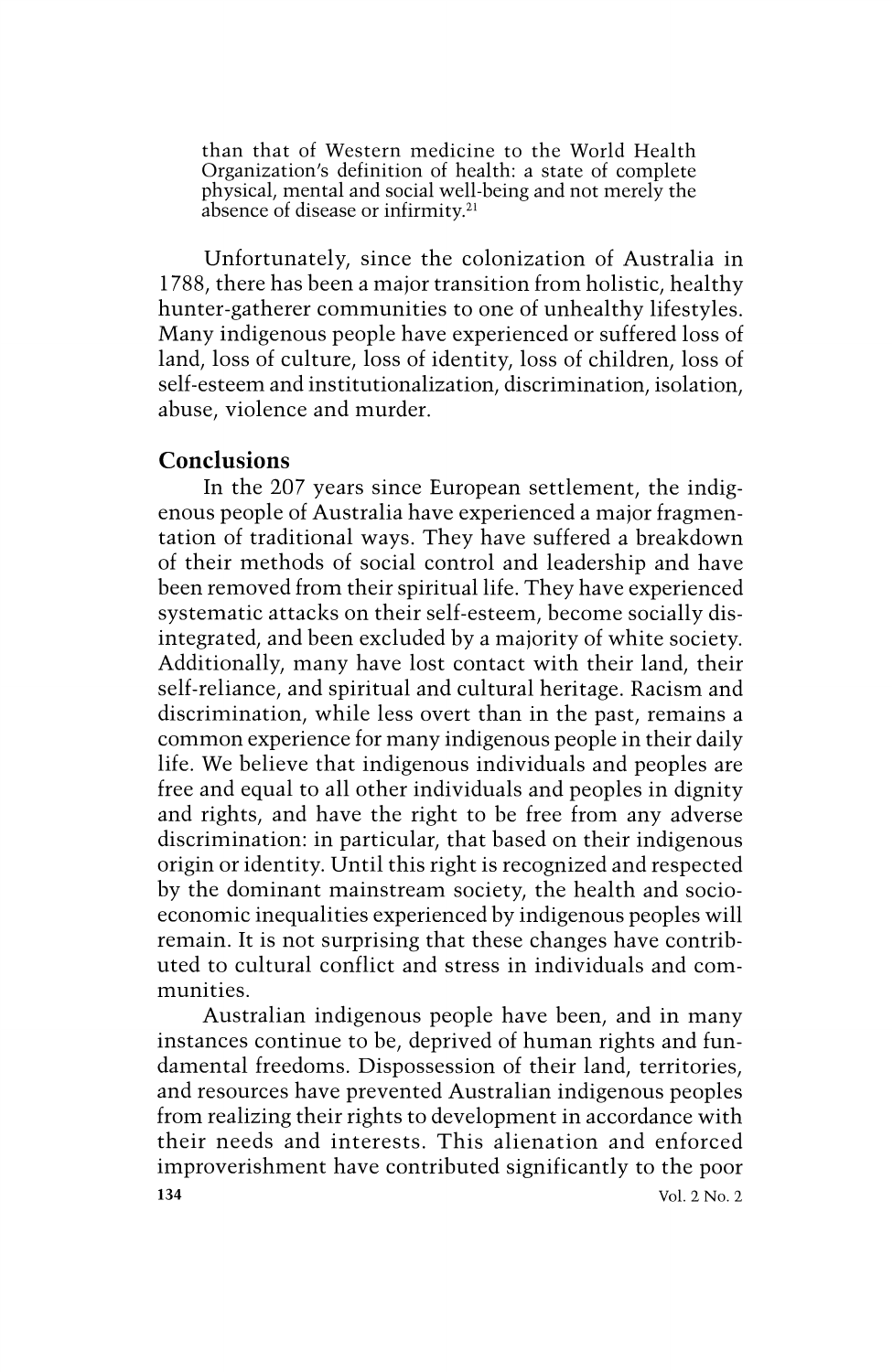than that of Western medicine to the World Health Organization's definition of health: a state of complete physical, mental and social well-being and not merely the absence of disease or infirmity.[21]

Unfortunately, since the colonization of Australia in 1788, there has been a major transition from holistic, healthy hunter-gatherer communities to one of unhealthy lifestyles. Many indigenous people have experienced or suffered loss of land, loss of culture, loss of identity, loss of children, loss of self-esteem and institutionalization, discrimination, isolation, abuse, violence and murder.

## Conclusions

In the 207 years since European settlement, the indigenous people of Australia have experienced a major fragmentation of traditional ways. They have suffered a breakdown of their methods of social control and leadership and have been removed from their spiritual life. They have experienced systematic attacks on their self-esteem, become socially disintegrated, and been excluded by a majority of white society. Additionally, many have lost contact with their land, their self-reliance, and spiritual and cultural heritage. Racism and discrimination, while less overt than in the past, remains a common experience for many indigenous people in their daily life. We believe that indigenous individuals and peoples are free and equal to all other individuals and peoples in dignity and rights, and have the right to be free from any adverse discrimination: in particular, that based on their indigenous origin or identity. Until this right is recognized and respected by the dominant mainstream society, the health and socioeconomic inequalities experienced by indigenous peoples will remain. It is not surprising that these changes have contributed to cultural conflict and stress in individuals and communities.

Australian indigenous people have been, and in many instances continue to be, deprived of human rights and fundamental freedoms. Dispossession of their land, territories, and resources have prevented Australian indigenous peoples from realizing their rights to development in accordance with their needs and interests. This alienation and enforced improverishment have contributed significantly to the poor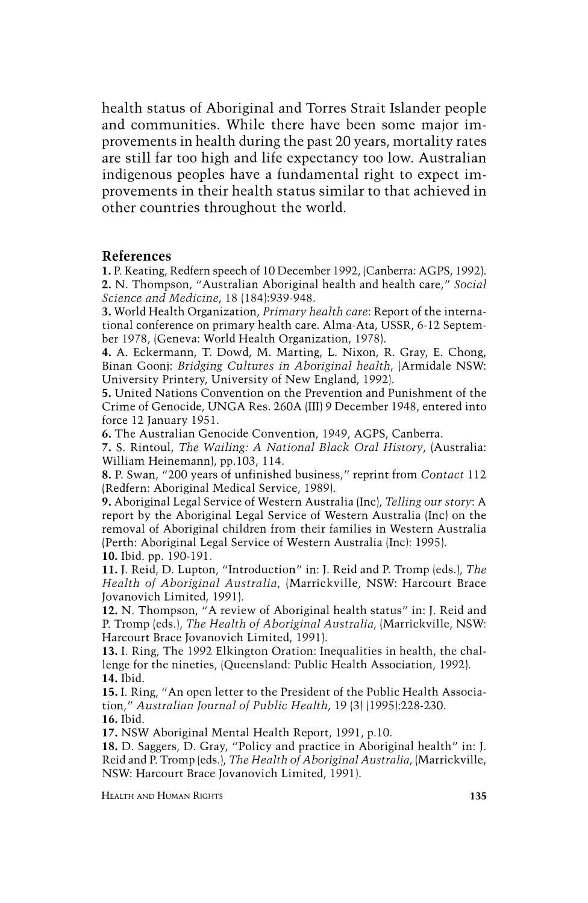health status of Aboriginal and Torres Strait Islander people and communities. While there have been some major improvements in health during the past 20 years, mortality rates are still far too high and life expectancy too low. Australian indigenous peoples have a fundamental right to expect improvements in their health status similar to that achieved in other countries throughout the world.

## References

**1.** P. Keating, Redfern speech of 10 December 1992, (Canberra: AGPS, 1992).
**2.** N. Thompson, "Australian Aboriginal health and health care," *Social Science and Medicine*, 18 (184):939-948.
**3.** World Health Organization, *Primary health care*: Report of the international conference on primary health care. Alma-Ata, USSR, 6-12 September 1978, (Geneva: World Health Organization, 1978).
**4.** A. Eckermann, T. Dowd, M. Marting, L. Nixon, R. Gray, E. Chong, Binan Goonj: *Bridging Cultures in Aboriginal health*, (Armidale NSW: University Printery, University of New England, 1992).
**5.** United Nations Convention on the Prevention and Punishment of the Crime of Genocide, UNGA Res. 260A (III) 9 December 1948, entered into force 12 January 1951.
**6.** The Australian Genocide Convention, 1949, AGPS, Canberra.
**7.** S. Rintoul, *The Wailing: A National Black Oral History*, (Australia: William Heinemann), pp.103, 114.
**8.** P. Swan, "200 years of unfinished business," reprint from *Contact* 112 (Redfern: Aboriginal Medical Service, 1989).
**9.** Aboriginal Legal Service of Western Australia (Inc), *Telling our story*: A report by the Aboriginal Legal Service of Western Australia (Inc) on the removal of Aboriginal children from their families in Western Australia (Perth: Aboriginal Legal Service of Western Australia (Inc): 1995).
**10.** Ibid. pp. 190-191.
**11.** J. Reid, D. Lupton, "Introduction" in: J. Reid and P. Tromp (eds.), *The Health of Aboriginal Australia*, (Marrickville, NSW: Harcourt Brace Jovanovich Limited, 1991).
**12.** N. Thompson, "A review of Aboriginal health status" in: J. Reid and P. Tromp (eds.), *The Health of Aboriginal Australia*, (Marrickville, NSW: Harcourt Brace Jovanovich Limited, 1991).
**13.** I. Ring, The 1992 Elkington Oration: Inequalities in health, the challenge for the nineties, (Queensland: Public Health Association, 1992).
**14.** Ibid.
**15.** I. Ring, "An open letter to the President of the Public Health Association," *Australian Journal of Public Health*, 19 (3) (1995):228-230.
**16.** Ibid.
**17.** NSW Aboriginal Mental Health Report, 1991, p.10.
**18.** D. Saggers, D. Gray, "Policy and practice in Aboriginal health" in: J. Reid and P. Tromp (eds.), *The Health of Aboriginal Australia*, (Marrickville, NSW: Harcourt Brace Jovanovich Limited, 1991).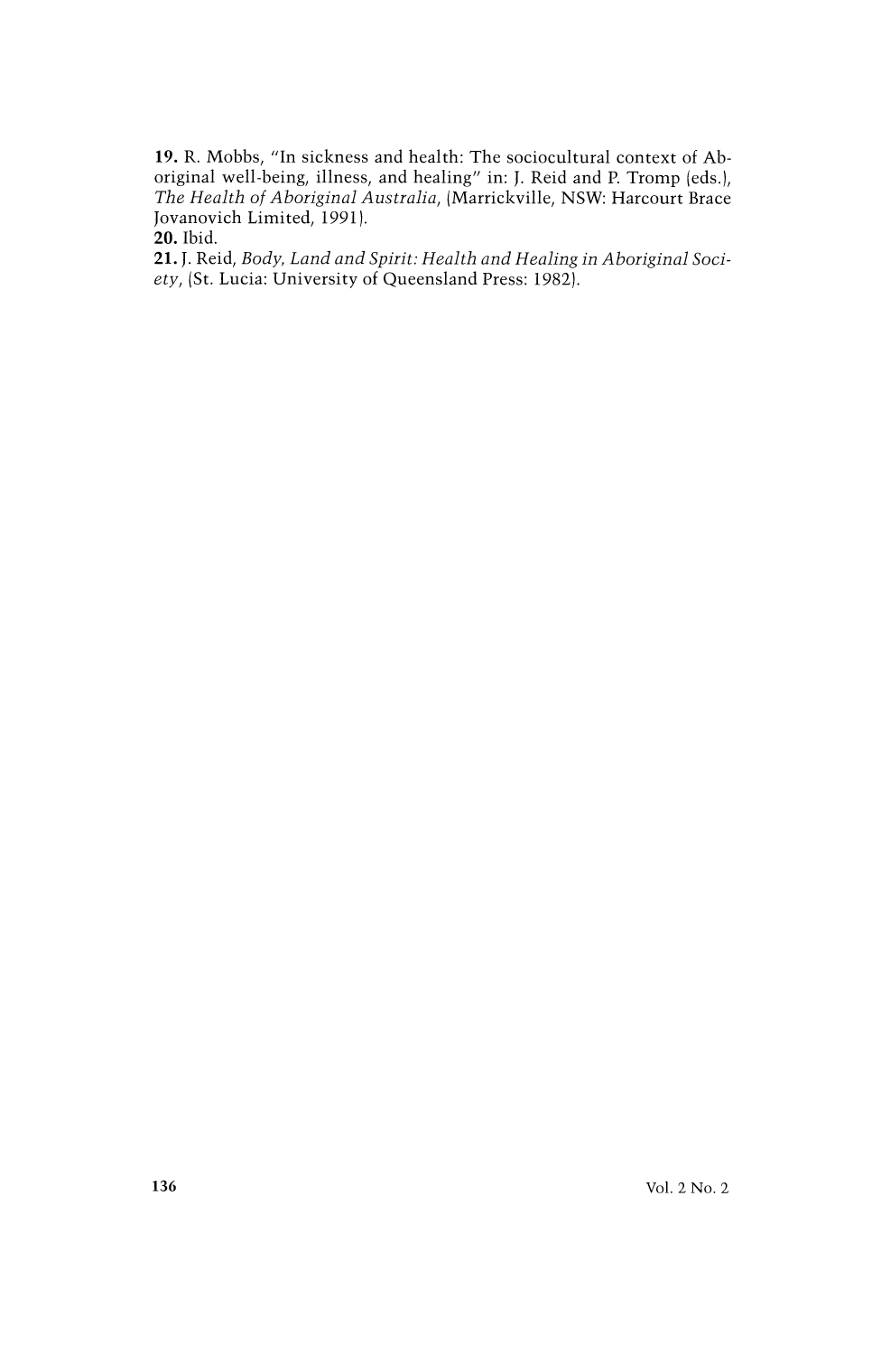**19.** R. Mobbs, "In sickness and health: The sociocultural context of Aboriginal well-being, illness, and healing" in: J. Reid and P. Tromp (eds.), *The Health of Aboriginal Australia*, (Marrickville, NSW: Harcourt Brace Jovanovich Limited, 1991).

**20.** Ibid.

**21.** J. Reid, *Body, Land and Spirit: Health and Healing in Aboriginal Society*, (St. Lucia: University of Queensland Press: 1982).